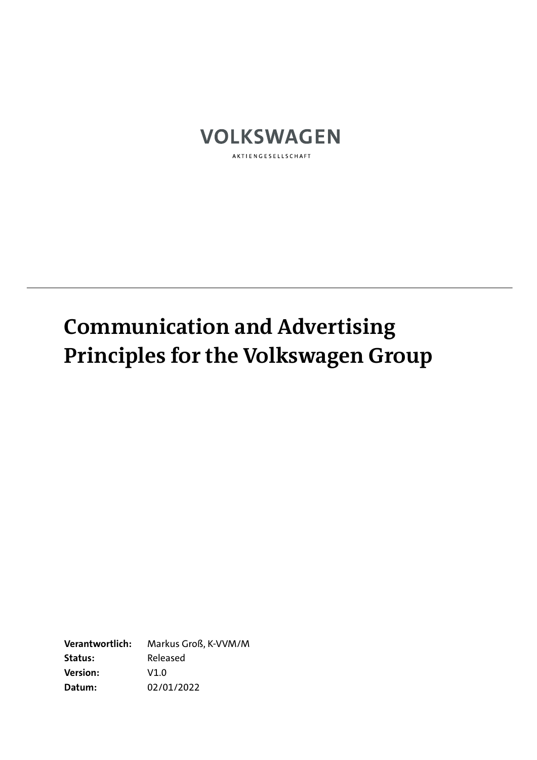VOLKSWAGEN

AKTIENGESELLSCHAFT

---

# Communication and Advertising Principles for the Volkswagen Group

**Verantwortlich:** Markus Groß, K-VVM/M
**Status:** Released
**Version:** V1.0
**Datum:** 02/01/2022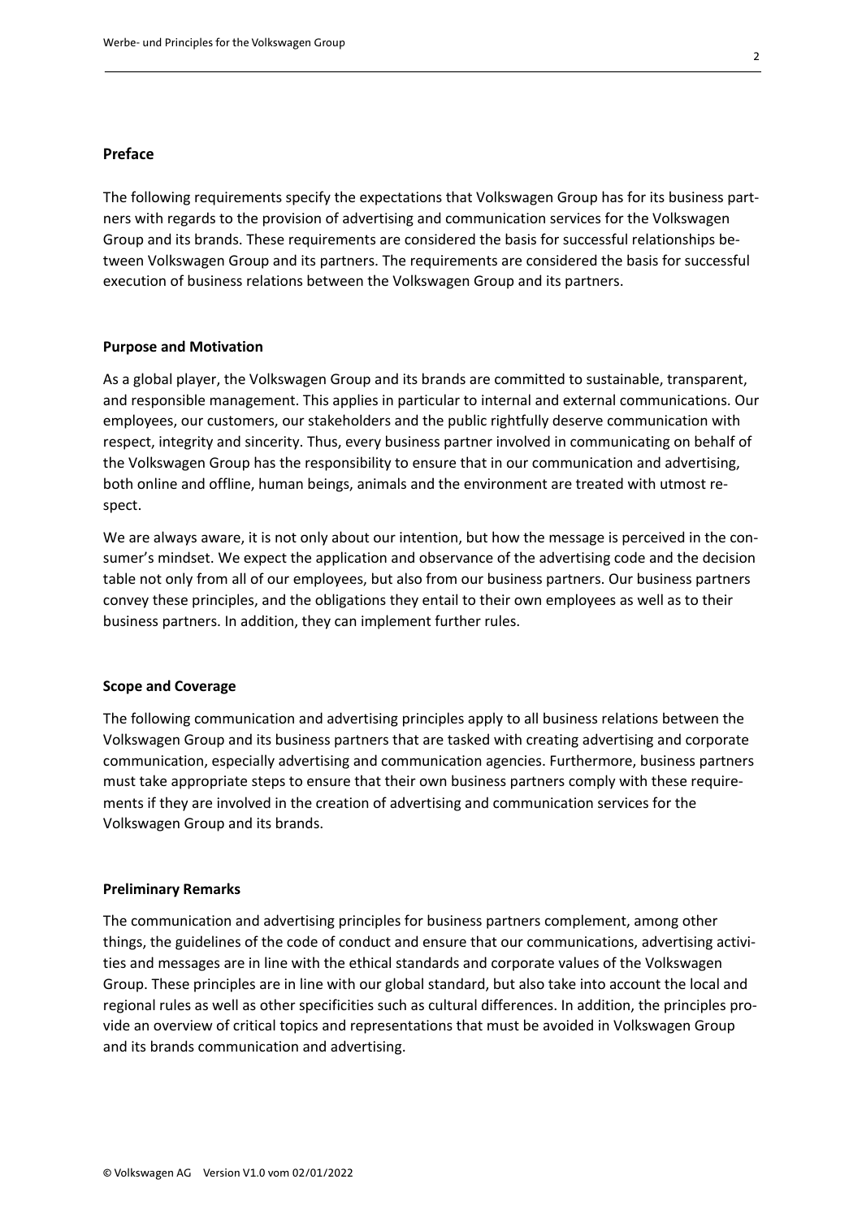## Preface

The following requirements specify the expectations that Volkswagen Group has for its business partners with regards to the provision of advertising and communication services for the Volkswagen Group and its brands. These requirements are considered the basis for successful relationships between Volkswagen Group and its partners. The requirements are considered the basis for successful execution of business relations between the Volkswagen Group and its partners.

### Purpose and Motivation

As a global player, the Volkswagen Group and its brands are committed to sustainable, transparent, and responsible management. This applies in particular to internal and external communications. Our employees, our customers, our stakeholders and the public rightfully deserve communication with respect, integrity and sincerity. Thus, every business partner involved in communicating on behalf of the Volkswagen Group has the responsibility to ensure that in our communication and advertising, both online and offline, human beings, animals and the environment are treated with utmost respect.

We are always aware, it is not only about our intention, but how the message is perceived in the consumer's mindset. We expect the application and observance of the advertising code and the decision table not only from all of our employees, but also from our business partners. Our business partners convey these principles, and the obligations they entail to their own employees as well as to their business partners. In addition, they can implement further rules.

### Scope and Coverage

The following communication and advertising principles apply to all business relations between the Volkswagen Group and its business partners that are tasked with creating advertising and corporate communication, especially advertising and communication agencies. Furthermore, business partners must take appropriate steps to ensure that their own business partners comply with these requirements if they are involved in the creation of advertising and communication services for the Volkswagen Group and its brands.

### Preliminary Remarks

The communication and advertising principles for business partners complement, among other things, the guidelines of the code of conduct and ensure that our communications, advertising activities and messages are in line with the ethical standards and corporate values of the Volkswagen Group. These principles are in line with our global standard, but also take into account the local and regional rules as well as other specificities such as cultural differences. In addition, the principles provide an overview of critical topics and representations that must be avoided in Volkswagen Group and its brands communication and advertising.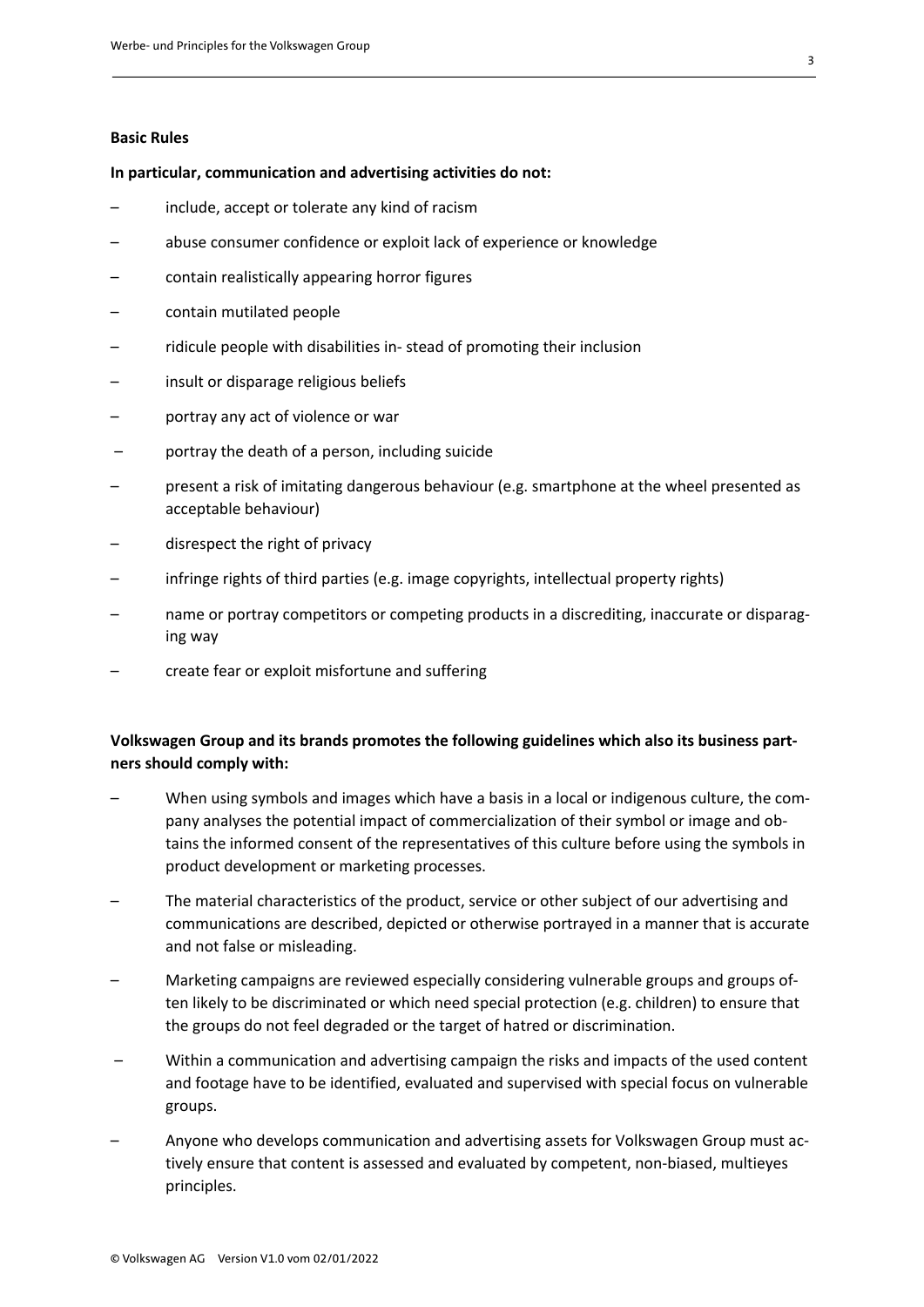**Basic Rules**

**In particular, communication and advertising activities do not:**

- include, accept or tolerate any kind of racism
- abuse consumer confidence or exploit lack of experience or knowledge
- contain realistically appearing horror figures
- contain mutilated people
- ridicule people with disabilities in- stead of promoting their inclusion
- insult or disparage religious beliefs
- portray any act of violence or war
- portray the death of a person, including suicide
- present a risk of imitating dangerous behaviour (e.g. smartphone at the wheel presented as acceptable behaviour)
- disrespect the right of privacy
- infringe rights of third parties (e.g. image copyrights, intellectual property rights)
- name or portray competitors or competing products in a discrediting, inaccurate or disparaging way
- create fear or exploit misfortune and suffering

**Volkswagen Group and its brands promotes the following guidelines which also its business partners should comply with:**

- When using symbols and images which have a basis in a local or indigenous culture, the company analyses the potential impact of commercialization of their symbol or image and obtains the informed consent of the representatives of this culture before using the symbols in product development or marketing processes.
- The material characteristics of the product, service or other subject of our advertising and communications are described, depicted or otherwise portrayed in a manner that is accurate and not false or misleading.
- Marketing campaigns are reviewed especially considering vulnerable groups and groups often likely to be discriminated or which need special protection (e.g. children) to ensure that the groups do not feel degraded or the target of hatred or discrimination.
- Within a communication and advertising campaign the risks and impacts of the used content and footage have to be identified, evaluated and supervised with special focus on vulnerable groups.
- Anyone who develops communication and advertising assets for Volkswagen Group must actively ensure that content is assessed and evaluated by competent, non-biased, multieyes principles.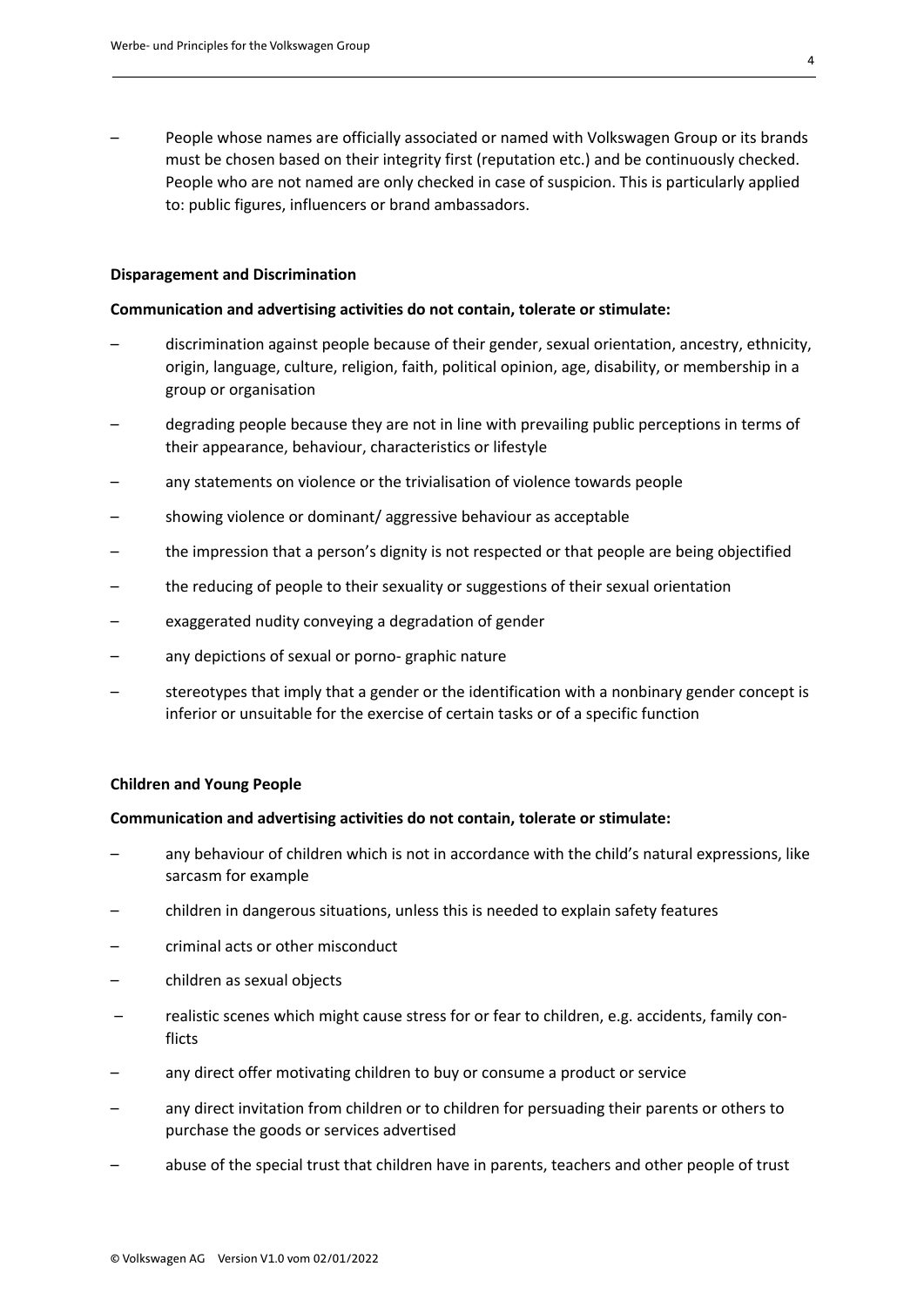- People whose names are officially associated or named with Volkswagen Group or its brands must be chosen based on their integrity first (reputation etc.) and be continuously checked. People who are not named are only checked in case of suspicion. This is particularly applied to: public figures, influencers or brand ambassadors.

**Disparagement and Discrimination**

**Communication and advertising activities do not contain, tolerate or stimulate:**

- discrimination against people because of their gender, sexual orientation, ancestry, ethnicity, origin, language, culture, religion, faith, political opinion, age, disability, or membership in a group or organisation
- degrading people because they are not in line with prevailing public perceptions in terms of their appearance, behaviour, characteristics or lifestyle
- any statements on violence or the trivialisation of violence towards people
- showing violence or dominant/ aggressive behaviour as acceptable
- the impression that a person's dignity is not respected or that people are being objectified
- the reducing of people to their sexuality or suggestions of their sexual orientation
- exaggerated nudity conveying a degradation of gender
- any depictions of sexual or porno- graphic nature
- stereotypes that imply that a gender or the identification with a nonbinary gender concept is inferior or unsuitable for the exercise of certain tasks or of a specific function

**Children and Young People**

**Communication and advertising activities do not contain, tolerate or stimulate:**

- any behaviour of children which is not in accordance with the child's natural expressions, like sarcasm for example
- children in dangerous situations, unless this is needed to explain safety features
- criminal acts or other misconduct
- children as sexual objects
- realistic scenes which might cause stress for or fear to children, e.g. accidents, family conflicts
- any direct offer motivating children to buy or consume a product or service
- any direct invitation from children or to children for persuading their parents or others to purchase the goods or services advertised
- abuse of the special trust that children have in parents, teachers and other people of trust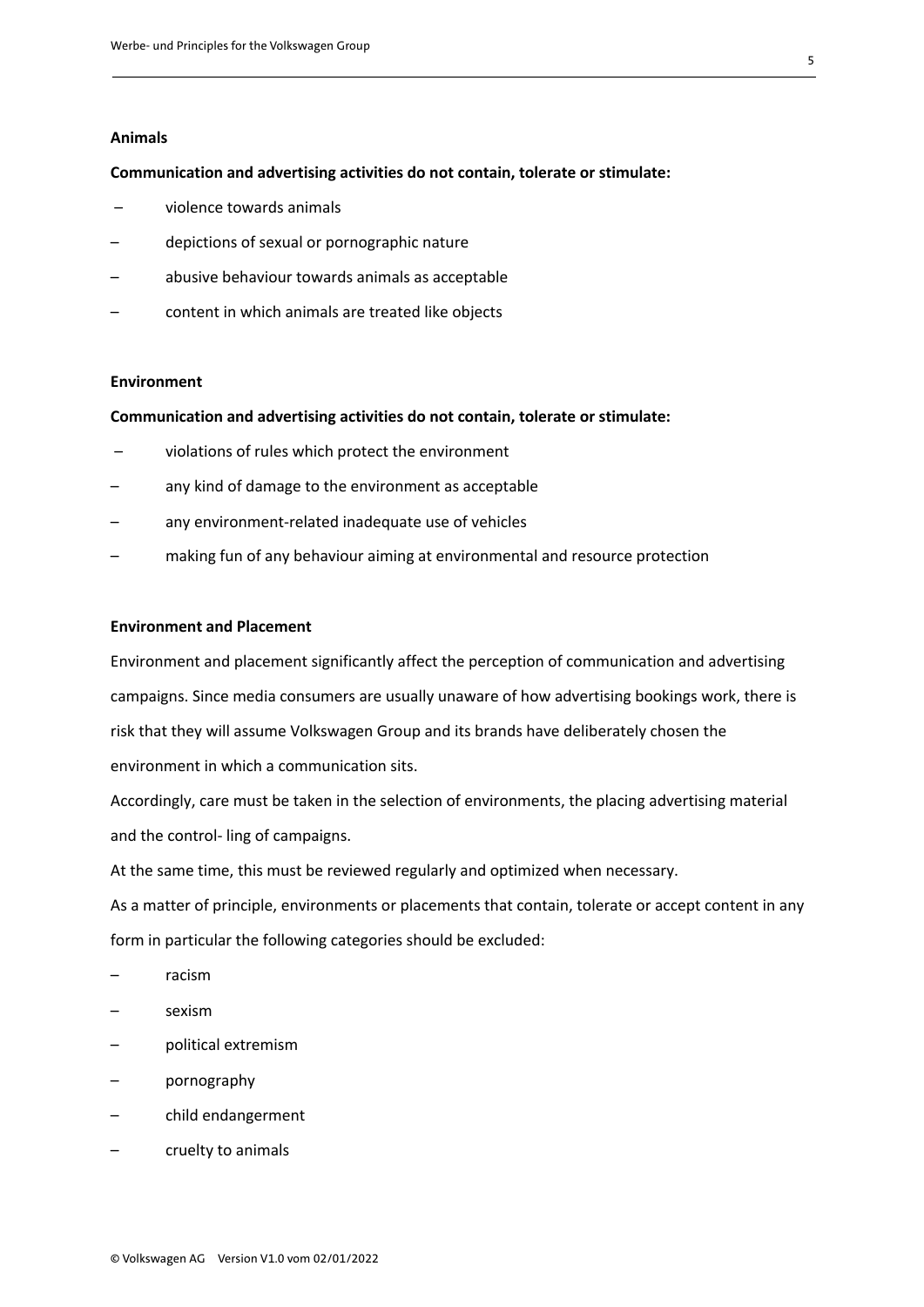**Animals**

**Communication and advertising activities do not contain, tolerate or stimulate:**

- violence towards animals
- depictions of sexual or pornographic nature
- abusive behaviour towards animals as acceptable
- content in which animals are treated like objects

**Environment**

**Communication and advertising activities do not contain, tolerate or stimulate:**

- violations of rules which protect the environment
- any kind of damage to the environment as acceptable
- any environment-related inadequate use of vehicles
- making fun of any behaviour aiming at environmental and resource protection

**Environment and Placement**

Environment and placement significantly affect the perception of communication and advertising campaigns. Since media consumers are usually unaware of how advertising bookings work, there is risk that they will assume Volkswagen Group and its brands have deliberately chosen the environment in which a communication sits.

Accordingly, care must be taken in the selection of environments, the placing advertising material and the control- ling of campaigns.

At the same time, this must be reviewed regularly and optimized when necessary.

As a matter of principle, environments or placements that contain, tolerate or accept content in any form in particular the following categories should be excluded:

- racism
- sexism
- political extremism
- pornography
- child endangerment
- cruelty to animals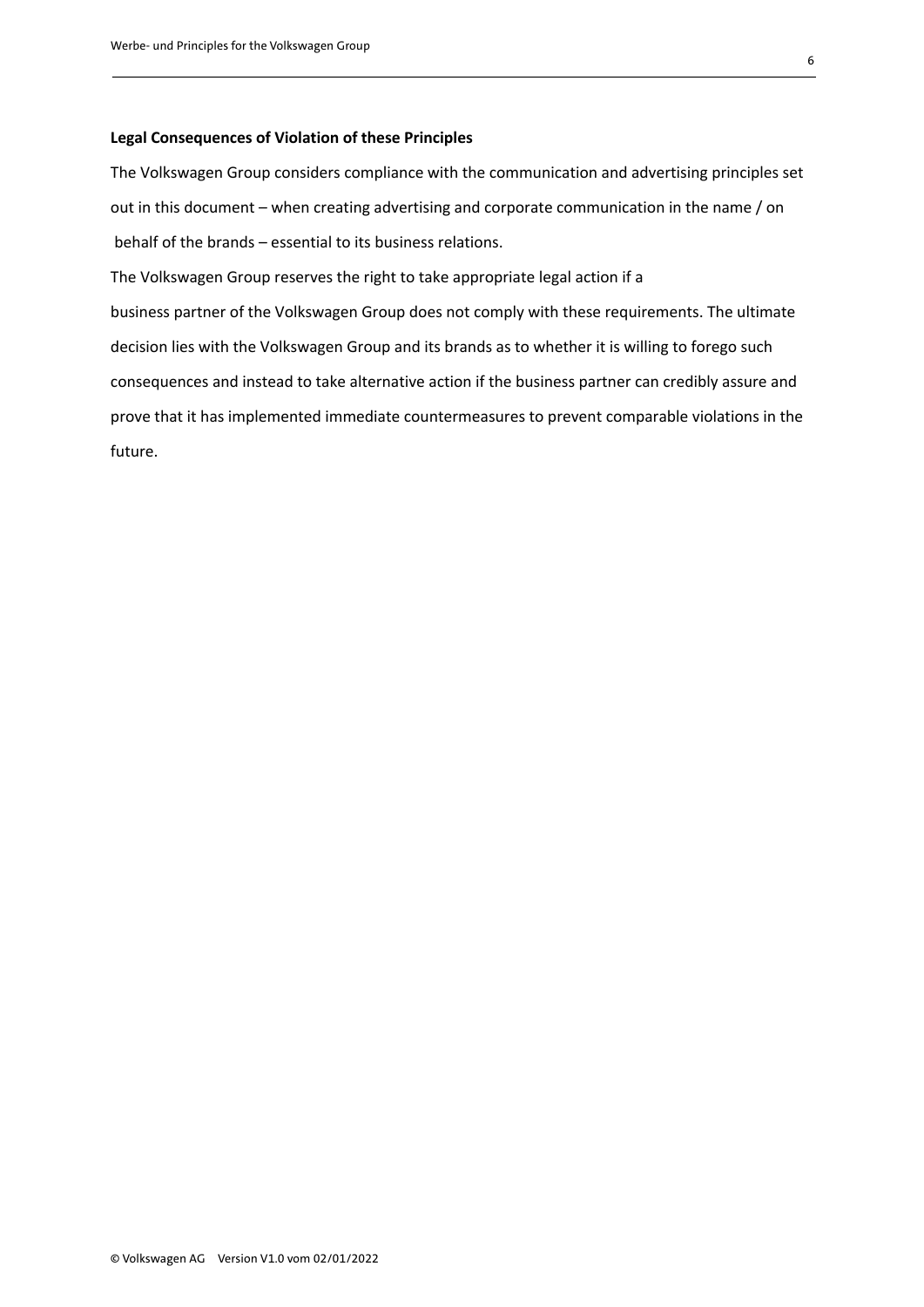**Legal Consequences of Violation of these Principles**

The Volkswagen Group considers compliance with the communication and advertising principles set out in this document – when creating advertising and corporate communication in the name / on behalf of the brands – essential to its business relations.

The Volkswagen Group reserves the right to take appropriate legal action if a business partner of the Volkswagen Group does not comply with these requirements. The ultimate decision lies with the Volkswagen Group and its brands as to whether it is willing to forego such consequences and instead to take alternative action if the business partner can credibly assure and prove that it has implemented immediate countermeasures to prevent comparable violations in the future.